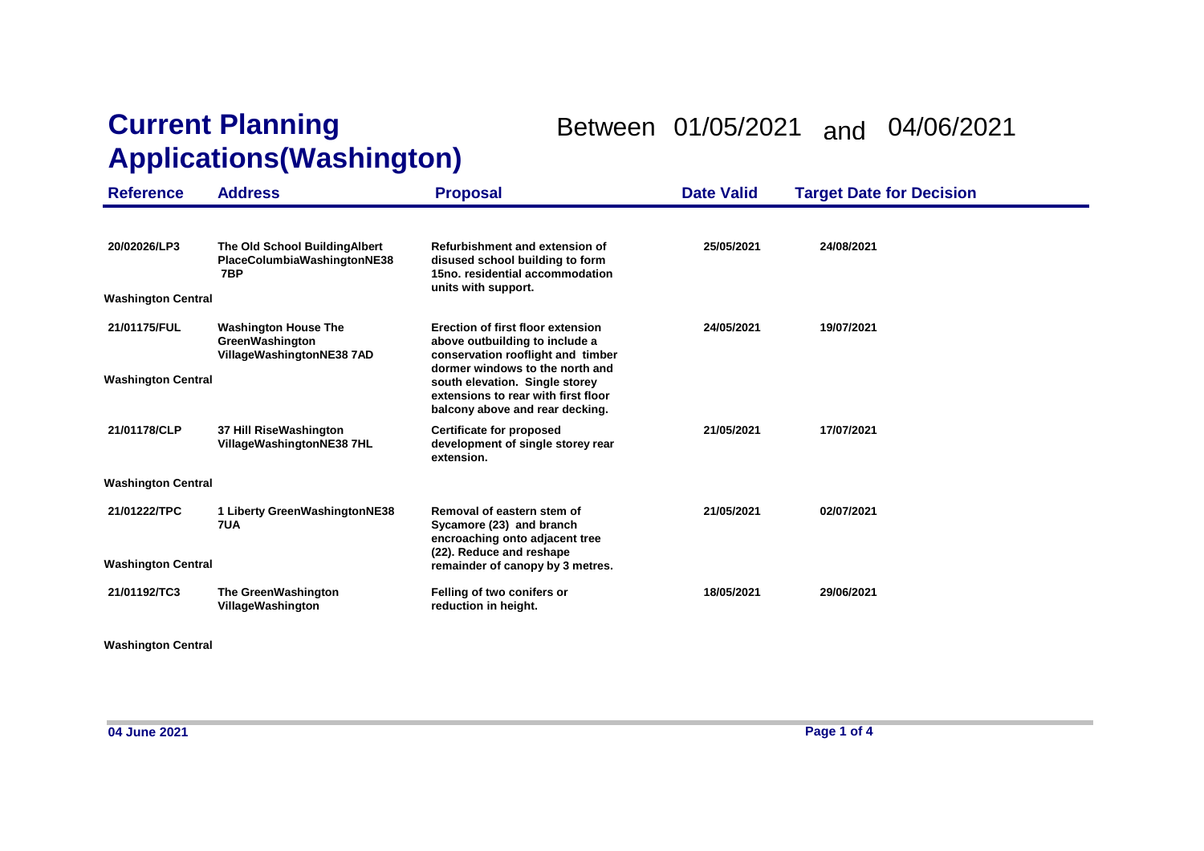# Current Planning Applications(Washington)

Between 01/05/2021 and 04/06/2021

| Reference | Address | Proposal | Date Valid | Target Date for Decision |
|---|---|---|---|---|
| 20/02026/LP3 | The Old School BuildingAlbert PlaceColumbiaWashingtonNE38 7BP | Refurbishment and extension of disused school building to form 15no. residential accommodation units with support. | 25/05/2021 | 24/08/2021 |
| Washington Central | | | | |
| 21/01175/FUL | Washington House The GreenWashington VillageWashingtonNE38 7AD | Erection of first floor extension above outbuilding to include a conservation rooflight and timber dormer windows to the north and south elevation. Single storey extensions to rear with first floor balcony above and rear decking. | 24/05/2021 | 19/07/2021 |
| Washington Central | | | | |
| 21/01178/CLP | 37 Hill RiseWashington VillageWashingtonNE38 7HL | Certificate for proposed development of single storey rear extension. | 21/05/2021 | 17/07/2021 |
| Washington Central | | | | |
| 21/01222/TPC | 1 Liberty GreenWashingtonNE38 7UA | Removal of eastern stem of Sycamore (23) and branch encroaching onto adjacent tree (22). Reduce and reshape remainder of canopy by 3 metres. | 21/05/2021 | 02/07/2021 |
| Washington Central | | | | |
| 21/01192/TC3 | The GreenWashington VillageWashington | Felling of two conifers or reduction in height. | 18/05/2021 | 29/06/2021 |
| Washington Central | | | | |

04 June 2021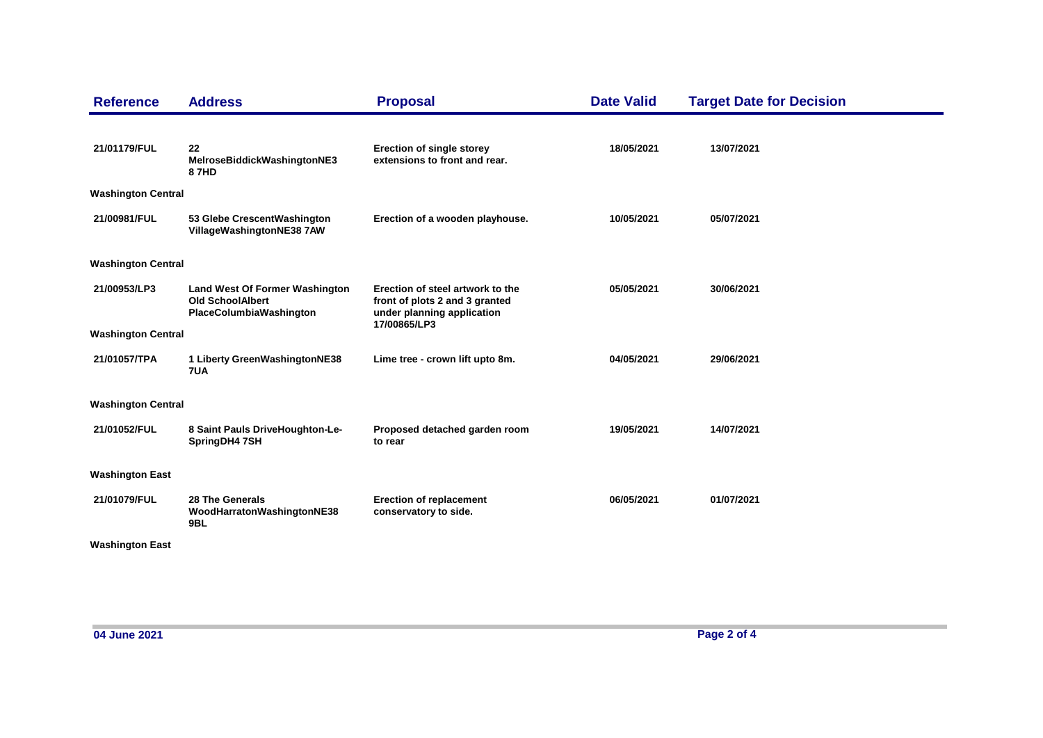| Reference | Address | Proposal | Date Valid | Target Date for Decision |
|---|---|---|---|---|
| 21/01179/FUL | 22 MelroseBiddickWashingtonNE3 8 7HD | Erection of single storey extensions to front and rear. | 18/05/2021 | 13/07/2021 |
| Washington Central | | | | |
| 21/00981/FUL | 53 Glebe CrescentWashington VillageWashingtonNE38 7AW | Erection of a wooden playhouse. | 10/05/2021 | 05/07/2021 |
| Washington Central | | | | |
| 21/00953/LP3 | Land West Of Former Washington Old SchoolAlbert PlaceColumbiaWashington | Erection of steel artwork to the front of plots 2 and 3 granted under planning application 17/00865/LP3 | 05/05/2021 | 30/06/2021 |
| Washington Central | | | | |
| 21/01057/TPA | 1 Liberty GreenWashingtonNE38 7UA | Lime tree - crown lift upto 8m. | 04/05/2021 | 29/06/2021 |
| Washington Central | | | | |
| 21/01052/FUL | 8 Saint Pauls DriveHoughton-Le-SpringDH4 7SH | Proposed detached garden room to rear | 19/05/2021 | 14/07/2021 |
| Washington East | | | | |
| 21/01079/FUL | 28 The Generals WoodHarratonWashingtonNE38 9BL | Erection of replacement conservatory to side. | 06/05/2021 | 01/07/2021 |
| Washington East | | | | |

04 June 2021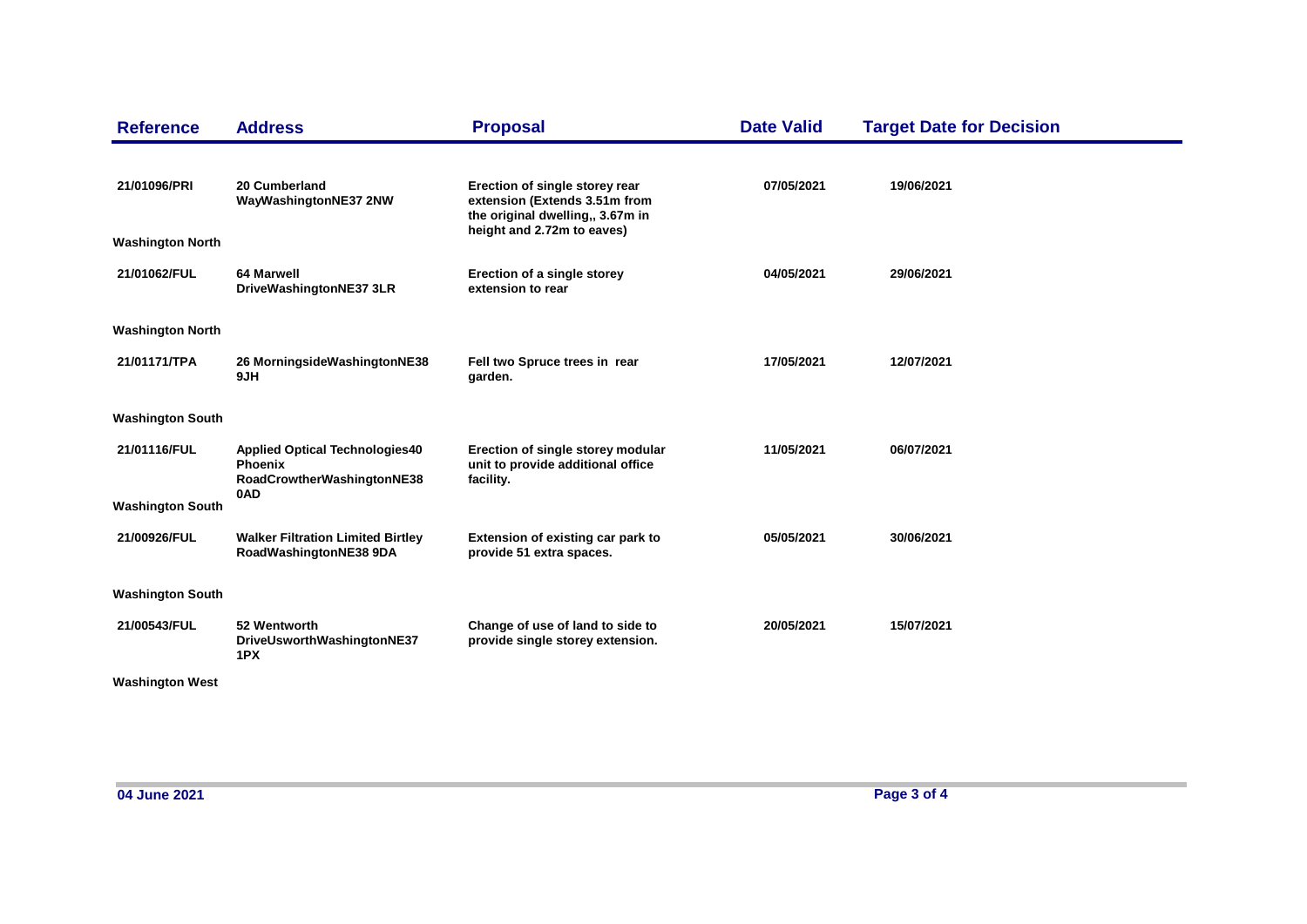| Reference | Address | Proposal | Date Valid | Target Date for Decision |
| --- | --- | --- | --- | --- |
| 21/01096/PRI<br>Washington North | 20 Cumberland WayWashingtonNE37 2NW | Erection of single storey rear extension (Extends 3.51m from the original dwelling,, 3.67m in height and 2.72m to eaves) | 07/05/2021 | 19/06/2021 |
| 21/01062/FUL<br>Washington North | 64 Marwell DriveWashingtonNE37 3LR | Erection of a single storey extension to rear | 04/05/2021 | 29/06/2021 |
| 21/01171/TPA<br>Washington South | 26 MorningsideWashingtonNE38 9JH | Fell two Spruce trees in rear garden. | 17/05/2021 | 12/07/2021 |
| 21/01116/FUL<br>Washington South | Applied Optical Technologies40 Phoenix RoadCrowtherWashingtonNE38 0AD | Erection of single storey modular unit to provide additional office facility. | 11/05/2021 | 06/07/2021 |
| 21/00926/FUL<br>Washington South | Walker Filtration Limited Birtley RoadWashingtonNE38 9DA | Extension of existing car park to provide 51 extra spaces. | 05/05/2021 | 30/06/2021 |
| 21/00543/FUL<br>Washington West | 52 Wentworth DriveUsworthWashingtonNE37 1PX | Change of use of land to side to provide single storey extension. | 20/05/2021 | 15/07/2021 |

04 June 2021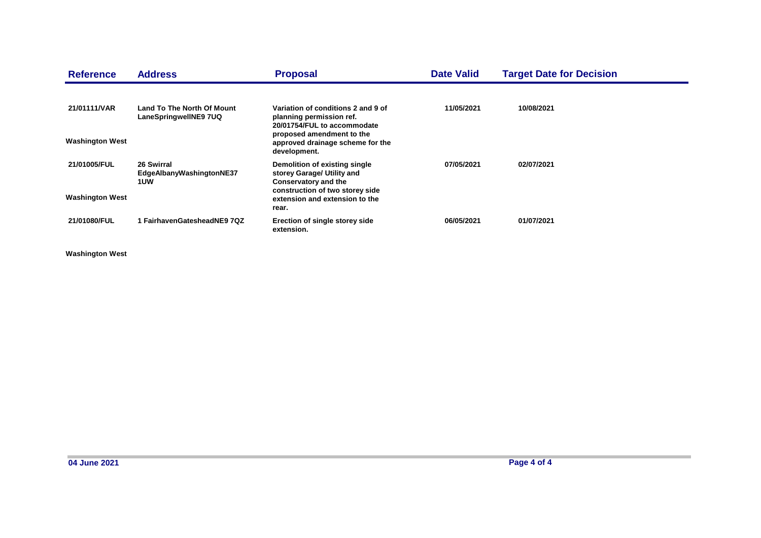| Reference | Address | Proposal | Date Valid | Target Date for Decision |
|---|---|---|---|---|
| 21/01111/VAR<br><br>Washington West | Land To The North Of Mount LaneSpringwellNE9 7UQ | Variation of conditions 2 and 9 of planning permission ref. 20/01754/FUL to accommodate proposed amendment to the approved drainage scheme for the development. | 11/05/2021 | 10/08/2021 |
| 21/01005/FUL<br><br>Washington West | 26 Swirral EdgeAlbanyWashingtonNE37 1UW | Demolition of existing single storey Garage/ Utility and Conservatory and the construction of two storey side extension and extension to the rear. | 07/05/2021 | 02/07/2021 |
| 21/01080/FUL<br><br>Washington West | 1 FairhavenGatesheadNE9 7QZ | Erection of single storey side extension. | 06/05/2021 | 01/07/2021 |

04 June 2021